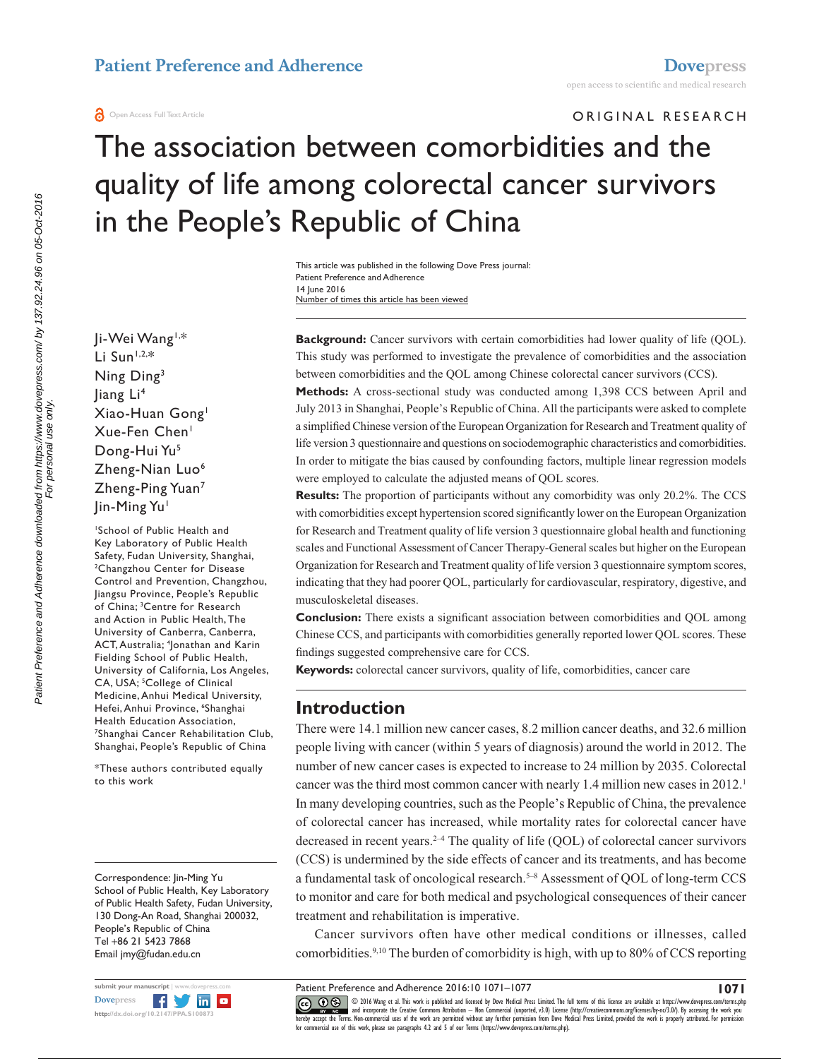Open Access Full Text Article

ORIGINAL RESEARCH

# The association between comorbidities and the quality of life among colorectal cancer survivors in the People's Republic of China

This article was published in the following Dove Press journal:
Patient Preference and Adherence
14 June 2016
Number of times this article has been viewed

Ji-Wei Wang[1,*]
Li Sun[1,2,*]
Ning Ding[3]
Jiang Li[4]
Xiao-Huan Gong[1]
Xue-Fen Chen[1]
Dong-Hui Yu[5]
Zheng-Nian Luo[6]
Zheng-Ping Yuan[7]
Jin-Ming Yu[1]

[1]School of Public Health and Key Laboratory of Public Health Safety, Fudan University, Shanghai, [2]Changzhou Center for Disease Control and Prevention, Changzhou, Jiangsu Province, People's Republic of China; [3]Centre for Research and Action in Public Health, The University of Canberra, Canberra, ACT, Australia; [4]Jonathan and Karin Fielding School of Public Health, University of California, Los Angeles, CA, USA; [5]College of Clinical Medicine, Anhui Medical University, Hefei, Anhui Province, [6]Shanghai Health Education Association, [7]Shanghai Cancer Rehabilitation Club, Shanghai, People's Republic of China

*These authors contributed equally to this work

Correspondence: Jin-Ming Yu
School of Public Health, Key Laboratory of Public Health Safety, Fudan University, 130 Dong-An Road, Shanghai 200032, People's Republic of China
Tel +86 21 5423 7868
Email jmy@fudan.edu.cn

**Background:** Cancer survivors with certain comorbidities had lower quality of life (QOL). This study was performed to investigate the prevalence of comorbidities and the association between comorbidities and the QOL among Chinese colorectal cancer survivors (CCS).

**Methods:** A cross-sectional study was conducted among 1,398 CCS between April and July 2013 in Shanghai, People's Republic of China. All the participants were asked to complete a simplified Chinese version of the European Organization for Research and Treatment quality of life version 3 questionnaire and questions on sociodemographic characteristics and comorbidities. In order to mitigate the bias caused by confounding factors, multiple linear regression models were employed to calculate the adjusted means of QOL scores.

**Results:** The proportion of participants without any comorbidity was only 20.2%. The CCS with comorbidities except hypertension scored significantly lower on the European Organization for Research and Treatment quality of life version 3 questionnaire global health and functioning scales and Functional Assessment of Cancer Therapy-General scales but higher on the European Organization for Research and Treatment quality of life version 3 questionnaire symptom scores, indicating that they had poorer QOL, particularly for cardiovascular, respiratory, digestive, and musculoskeletal diseases.

**Conclusion:** There exists a significant association between comorbidities and QOL among Chinese CCS, and participants with comorbidities generally reported lower QOL scores. These findings suggested comprehensive care for CCS.

**Keywords:** colorectal cancer survivors, quality of life, comorbidities, cancer care

## Introduction

There were 14.1 million new cancer cases, 8.2 million cancer deaths, and 32.6 million people living with cancer (within 5 years of diagnosis) around the world in 2012. The number of new cancer cases is expected to increase to 24 million by 2035. Colorectal cancer was the third most common cancer with nearly 1.4 million new cases in 2012.[1] In many developing countries, such as the People's Republic of China, the prevalence of colorectal cancer has increased, while mortality rates for colorectal cancer have decreased in recent years.[2–4] The quality of life (QOL) of colorectal cancer survivors (CCS) is undermined by the side effects of cancer and its treatments, and has become a fundamental task of oncological research.[5–8] Assessment of QOL of long-term CCS to monitor and care for both medical and psychological consequences of their cancer treatment and rehabilitation is imperative.

Cancer survivors often have other medical conditions or illnesses, called comorbidities.[9,10] The burden of comorbidity is high, with up to 80% of CCS reporting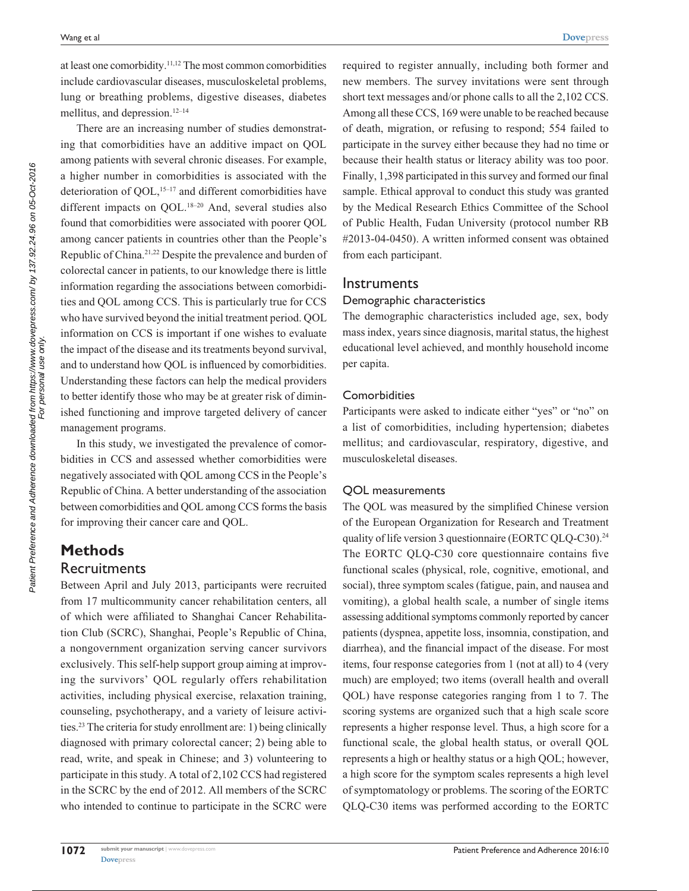at least one comorbidity.[11,12] The most common comorbidities include cardiovascular diseases, musculoskeletal problems, lung or breathing problems, digestive diseases, diabetes mellitus, and depression.[12–14]

There are an increasing number of studies demonstrating that comorbidities have an additive impact on QOL among patients with several chronic diseases. For example, a higher number in comorbidities is associated with the deterioration of QOL,[15–17] and different comorbidities have different impacts on QOL.[18–20] And, several studies also found that comorbidities were associated with poorer QOL among cancer patients in countries other than the People's Republic of China.[21,22] Despite the prevalence and burden of colorectal cancer in patients, to our knowledge there is little information regarding the associations between comorbidities and QOL among CCS. This is particularly true for CCS who have survived beyond the initial treatment period. QOL information on CCS is important if one wishes to evaluate the impact of the disease and its treatments beyond survival, and to understand how QOL is influenced by comorbidities. Understanding these factors can help the medical providers to better identify those who may be at greater risk of diminished functioning and improve targeted delivery of cancer management programs.

In this study, we investigated the prevalence of comorbidities in CCS and assessed whether comorbidities were negatively associated with QOL among CCS in the People's Republic of China. A better understanding of the association between comorbidities and QOL among CCS forms the basis for improving their cancer care and QOL.

# Methods

## Recruitments

Between April and July 2013, participants were recruited from 17 multicommunity cancer rehabilitation centers, all of which were affiliated to Shanghai Cancer Rehabilitation Club (SCRC), Shanghai, People's Republic of China, a nongovernment organization serving cancer survivors exclusively. This self-help support group aiming at improving the survivors' QOL regularly offers rehabilitation activities, including physical exercise, relaxation training, counseling, psychotherapy, and a variety of leisure activities.[23] The criteria for study enrollment are: 1) being clinically diagnosed with primary colorectal cancer; 2) being able to read, write, and speak in Chinese; and 3) volunteering to participate in this study. A total of 2,102 CCS had registered in the SCRC by the end of 2012. All members of the SCRC who intended to continue to participate in the SCRC were required to register annually, including both former and new members. The survey invitations were sent through short text messages and/or phone calls to all the 2,102 CCS. Among all these CCS, 169 were unable to be reached because of death, migration, or refusing to respond; 554 failed to participate in the survey either because they had no time or because their health status or literacy ability was too poor. Finally, 1,398 participated in this survey and formed our final sample. Ethical approval to conduct this study was granted by the Medical Research Ethics Committee of the School of Public Health, Fudan University (protocol number RB #2013-04-0450). A written informed consent was obtained from each participant.

## Instruments

### Demographic characteristics

The demographic characteristics included age, sex, body mass index, years since diagnosis, marital status, the highest educational level achieved, and monthly household income per capita.

### Comorbidities

Participants were asked to indicate either "yes" or "no" on a list of comorbidities, including hypertension; diabetes mellitus; and cardiovascular, respiratory, digestive, and musculoskeletal diseases.

### QOL measurements

The QOL was measured by the simplified Chinese version of the European Organization for Research and Treatment quality of life version 3 questionnaire (EORTC QLQ-C30).[24] The EORTC QLQ-C30 core questionnaire contains five functional scales (physical, role, cognitive, emotional, and social), three symptom scales (fatigue, pain, and nausea and vomiting), a global health scale, a number of single items assessing additional symptoms commonly reported by cancer patients (dyspnea, appetite loss, insomnia, constipation, and diarrhea), and the financial impact of the disease. For most items, four response categories from 1 (not at all) to 4 (very much) are employed; two items (overall health and overall QOL) have response categories ranging from 1 to 7. The scoring systems are organized such that a high scale score represents a higher response level. Thus, a high score for a functional scale, the global health status, or overall QOL represents a high or healthy status or a high QOL; however, a high score for the symptom scales represents a high level of symptomatology or problems. The scoring of the EORTC QLQ-C30 items was performed according to the EORTC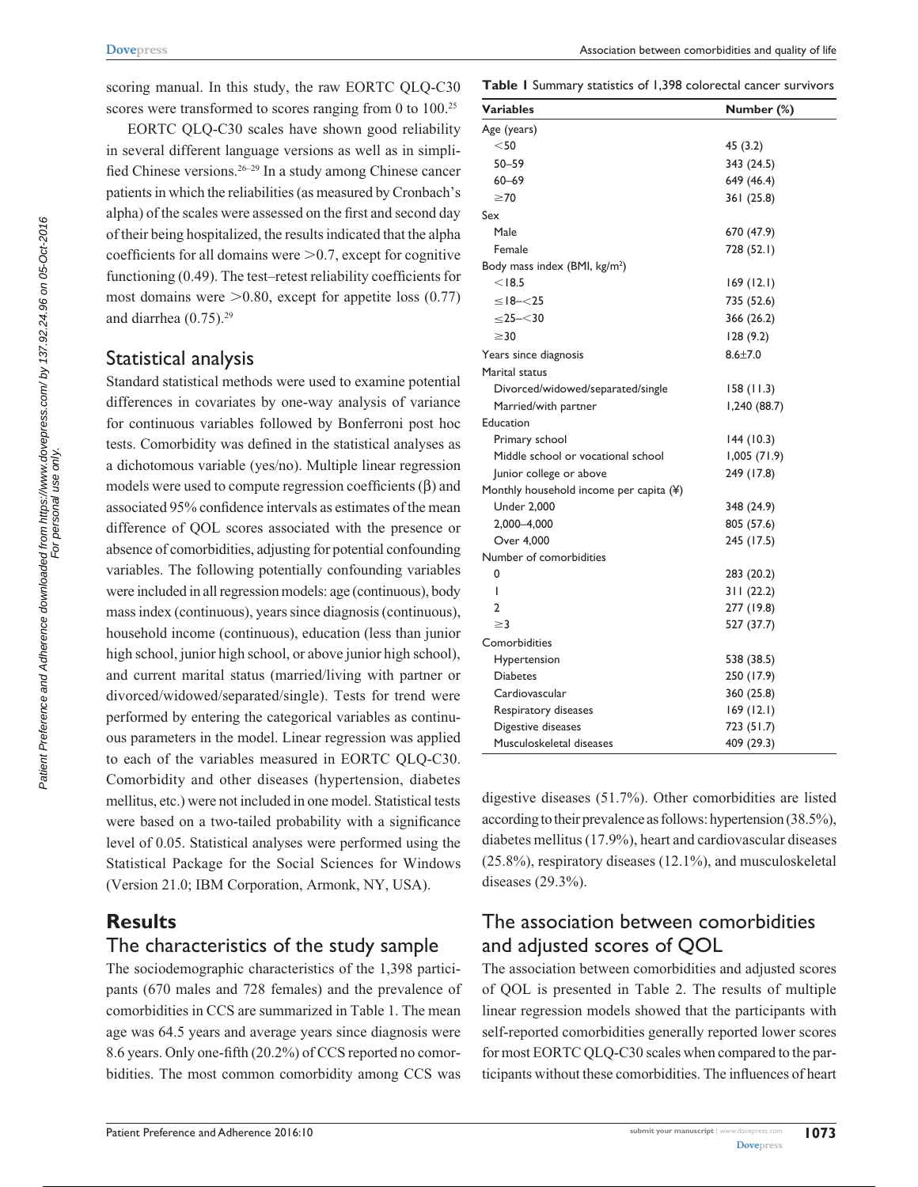scoring manual. In this study, the raw EORTC QLQ-C30 scores were transformed to scores ranging from 0 to 100.[25]

EORTC QLQ-C30 scales have shown good reliability in several different language versions as well as in simplified Chinese versions.[26–29] In a study among Chinese cancer patients in which the reliabilities (as measured by Cronbach's alpha) of the scales were assessed on the first and second day of their being hospitalized, the results indicated that the alpha coefficients for all domains were $>0.7$, except for cognitive functioning (0.49). The test–retest reliability coefficients for most domains were $>0.80$, except for appetite loss (0.77) and diarrhea (0.75).[29]

## Statistical analysis

Standard statistical methods were used to examine potential differences in covariates by one-way analysis of variance for continuous variables followed by Bonferroni post hoc tests. Comorbidity was defined in the statistical analyses as a dichotomous variable (yes/no). Multiple linear regression models were used to compute regression coefficients ($\beta$) and associated 95% confidence intervals as estimates of the mean difference of QOL scores associated with the presence or absence of comorbidities, adjusting for potential confounding variables. The following potentially confounding variables were included in all regression models: age (continuous), body mass index (continuous), years since diagnosis (continuous), household income (continuous), education (less than junior high school, junior high school, or above junior high school), and current marital status (married/living with partner or divorced/widowed/separated/single). Tests for trend were performed by entering the categorical variables as continuous parameters in the model. Linear regression was applied to each of the variables measured in EORTC QLQ-C30. Comorbidity and other diseases (hypertension, diabetes mellitus, etc.) were not included in one model. Statistical tests were based on a two-tailed probability with a significance level of 0.05. Statistical analyses were performed using the Statistical Package for the Social Sciences for Windows (Version 21.0; IBM Corporation, Armonk, NY, USA).

# Results

## The characteristics of the study sample

The sociodemographic characteristics of the 1,398 participants (670 males and 728 females) and the prevalence of comorbidities in CCS are summarized in Table 1. The mean age was 64.5 years and average years since diagnosis were 8.6 years. Only one-fifth (20.2%) of CCS reported no comorbidities. The most common comorbidity among CCS was digestive diseases (51.7%). Other comorbidities are listed according to their prevalence as follows: hypertension (38.5%), diabetes mellitus (17.9%), heart and cardiovascular diseases (25.8%), respiratory diseases (12.1%), and musculoskeletal diseases (29.3%).

**Table 1** Summary statistics of 1,398 colorectal cancer survivors

| Variables | Number (%) |
|---|---|
| Age (years) | |
| $<50$ | 45 (3.2) |
| 50–59 | 343 (24.5) |
| 60–69 | 649 (46.4) |
| $\geq 70$ | 361 (25.8) |
| Sex | |
| Male | 670 (47.9) |
| Female | 728 (52.1) |
| Body mass index (BMI, kg/m$^2$) | |
| $<18.5$ | 169 (12.1) |
| $\leq 18$–$<25$ | 735 (52.6) |
| $\leq 25$–$<30$ | 366 (26.2) |
| $\geq 30$ | 128 (9.2) |
| Years since diagnosis | 8.6±7.0 |
| Marital status | |
| Divorced/widowed/separated/single | 158 (11.3) |
| Married/with partner | 1,240 (88.7) |
| Education | |
| Primary school | 144 (10.3) |
| Middle school or vocational school | 1,005 (71.9) |
| Junior college or above | 249 (17.8) |
| Monthly household income per capita (¥) | |
| Under 2,000 | 348 (24.9) |
| 2,000–4,000 | 805 (57.6) |
| Over 4,000 | 245 (17.5) |
| Number of comorbidities | |
| 0 | 283 (20.2) |
| 1 | 311 (22.2) |
| 2 | 277 (19.8) |
| $\geq 3$ | 527 (37.7) |
| Comorbidities | |
| Hypertension | 538 (38.5) |
| Diabetes | 250 (17.9) |
| Cardiovascular | 360 (25.8) |
| Respiratory diseases | 169 (12.1) |
| Digestive diseases | 723 (51.7) |
| Musculoskeletal diseases | 409 (29.3) |

## The association between comorbidities and adjusted scores of QOL

The association between comorbidities and adjusted scores of QOL is presented in Table 2. The results of multiple linear regression models showed that the participants with self-reported comorbidities generally reported lower scores for most EORTC QLQ-C30 scales when compared to the participants without these comorbidities. The influences of heart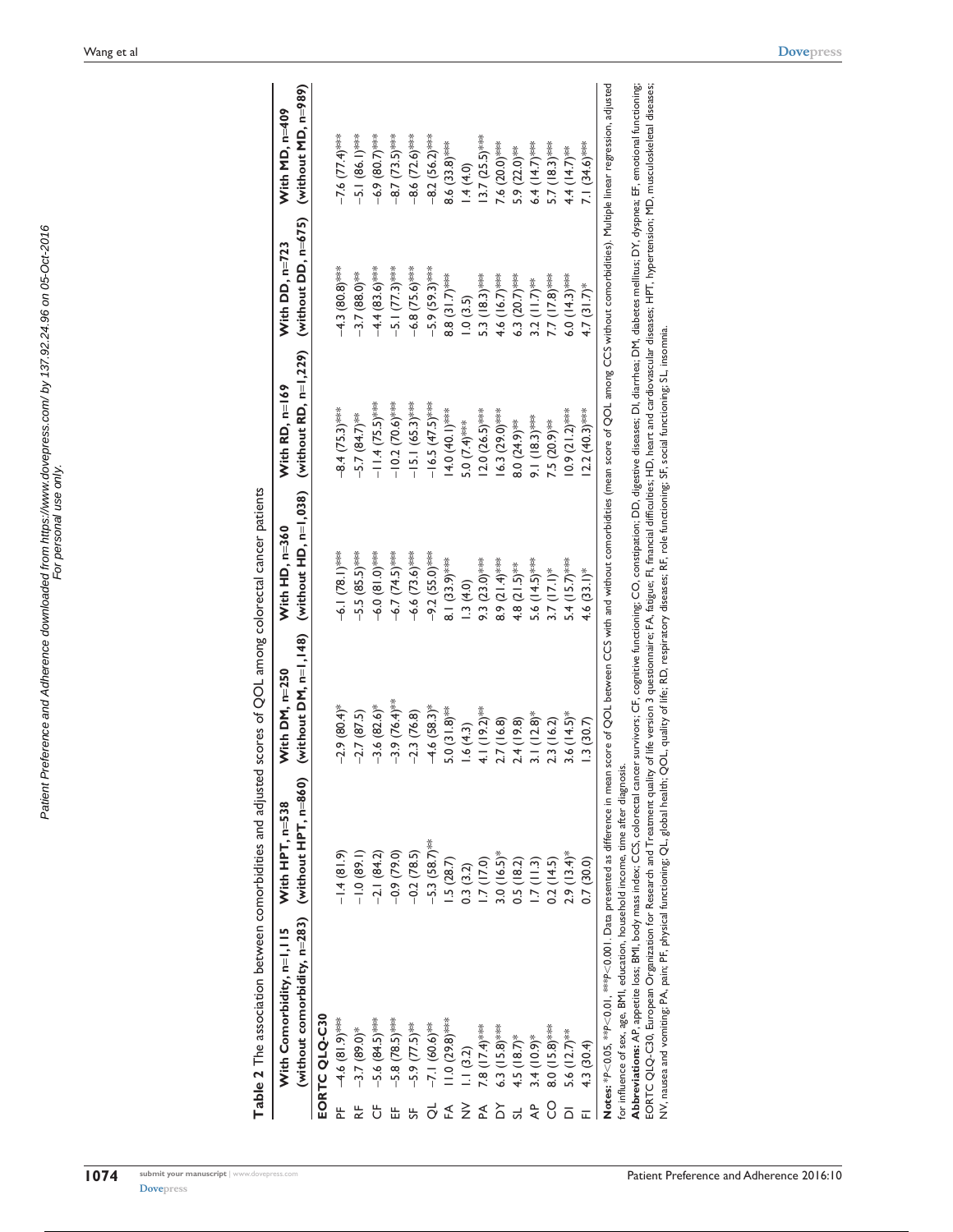**Table 2** The association between comorbidities and adjusted scores of QOL among colorectal cancer patients

| | With Comorbidity, n=1,115 (without comorbidity, n=283) | With HPT, n=538 (without HPT, n=860) | With DM, n=250 (without DM, n=1,148) | With HD, n=360 (without HD, n=1,038) | With RD, n=169 (without RD, n=1,229) | With DD, n=723 (without DD, n=675) | With MD, n=409 (without MD, n=989) |
|---|---|---|---|---|---|---|---|
| **EORTC QLQ-C30** | | | | | | | |
| PF | −4.6 (81.9)*** | −1.4 (81.9) | −2.9 (80.4)* | −6.1 (78.1)*** | −8.4 (75.3)*** | −4.3 (80.8)*** | −7.6 (77.4)*** |
| RF | −3.7 (89.0)* | −1.0 (89.1) | −2.7 (87.5) | −5.5 (85.5)*** | −5.7 (84.7)** | −3.7 (88.0)** | −5.1 (86.1)*** |
| CF | −5.6 (84.5)*** | −2.1 (84.2) | −3.6 (82.6)* | −6.0 (81.0)*** | −11.4 (75.5)*** | −4.4 (83.6)*** | −6.9 (80.7)*** |
| EF | −5.8 (78.5)*** | −0.9 (79.0) | −3.9 (76.4)** | −6.7 (74.5)*** | −10.2 (70.6)*** | −5.1 (77.3)*** | −8.7 (73.5)*** |
| SF | −5.9 (77.5)** | −0.2 (78.5) | −2.3 (76.8) | −6.6 (73.6)*** | −15.1 (65.3)*** | −6.8 (75.6)*** | −8.6 (72.6)*** |
| QL | −7.1 (60.6)** | −5.3 (58.7)** | −4.6 (58.3)* | −9.2 (55.0)*** | −16.5 (47.5)*** | −5.9 (59.3)*** | −8.2 (56.2)*** |
| FA | 11.0 (29.8)*** | 1.5 (28.7) | 5.0 (31.8)** | 8.1 (33.9)*** | 14.0 (40.1)*** | 8.8 (31.7)*** | 8.6 (33.8)*** |
| NV | 1.1 (3.2) | 0.3 (3.2) | 1.6 (4.3) | 1.3 (4.0) | 5.0 (7.4)*** | 1.0 (3.5) | 1.4 (4.0) |
| PA | 7.8 (17.4)*** | 1.7 (17.0) | 4.1 (19.2)** | 9.3 (23.0)*** | 12.0 (26.5)*** | 5.3 (18.3)*** | 13.7 (25.5)*** |
| DY | 6.3 (15.8)*** | 3.0 (16.5)* | 2.7 (16.8) | 8.9 (21.4)*** | 16.3 (29.0)*** | 4.6 (16.7)*** | 7.6 (20.0)*** |
| SL | 4.5 (18.7)* | 0.5 (18.2) | 2.4 (19.8) | 4.8 (21.5)** | 8.0 (24.9)** | 6.3 (20.7)*** | 5.9 (22.0)** |
| AP | 3.4 (10.9)* | 1.7 (11.3) | 3.1 (12.8)* | 5.6 (14.5)*** | 9.1 (18.3)*** | 3.2 (11.7)** | 6.4 (14.7)*** |
| CO | 8.0 (15.8)*** | 0.2 (14.5) | 2.3 (16.2) | 3.7 (17.1)* | 7.5 (20.9)** | 7.7 (17.8)*** | 5.7 (18.3)*** |
| DI | 5.6 (12.7)** | 2.9 (13.4)* | 3.6 (14.5)* | 5.4 (15.7)*** | 10.9 (21.2)*** | 6.0 (14.3)*** | 4.4 (14.7)** |
| FI | 4.3 (30.4) | 0.7 (30.0) | 1.3 (30.7) | 4.6 (33.1)* | 12.2 (40.3)*** | 4.7 (31.7)* | 7.1 (34.6)*** |

**Notes:** $*P<0.05$, $**P<0.01$, $***P<0.001$. Data presented as difference in mean score of QOL between CCS with and without comorbidities (mean score of QOL among CCS without comorbidities). Multiple linear regression, adjusted for influence of sex, age, BMI, education, household income, time after diagnosis.

**Abbreviations:** AP, appetite loss; BMI, body mass index; CCS, colorectal cancer survivors; CF, cognitive functioning; CO, constipation; DD, digestive diseases; DI, diarrhea; DM, diabetes mellitus; DY, dyspnea; EF, emotional functioning; EORTC QLQ-C30, European Organization for Research and Treatment quality of life version 3 questionnaire; FA, fatigue; FI, financial difficulties; HD, heart and cardiovascular diseases; HPT, hypertension; MD, musculoskeletal diseases; NV, nausea and vomiting; PA, pain; PF, physical functioning; QL, global health; QOL, quality of life; RD, respiratory diseases; RF, role functioning; SF, social functioning; SL, insomnia.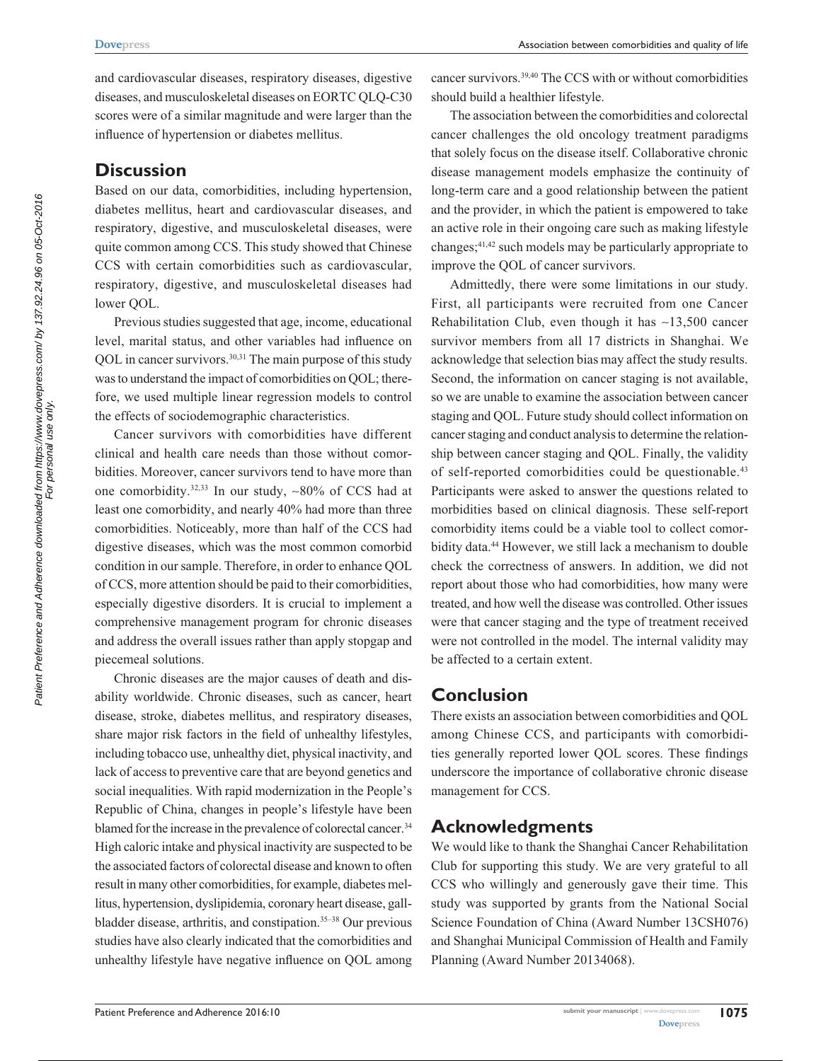and cardiovascular diseases, respiratory diseases, digestive diseases, and musculoskeletal diseases on EORTC QLQ-C30 scores were of a similar magnitude and were larger than the influence of hypertension or diabetes mellitus.

## Discussion

Based on our data, comorbidities, including hypertension, diabetes mellitus, heart and cardiovascular diseases, and respiratory, digestive, and musculoskeletal diseases, were quite common among CCS. This study showed that Chinese CCS with certain comorbidities such as cardiovascular, respiratory, digestive, and musculoskeletal diseases had lower QOL.

Previous studies suggested that age, income, educational level, marital status, and other variables had influence on QOL in cancer survivors.[30,31] The main purpose of this study was to understand the impact of comorbidities on QOL; therefore, we used multiple linear regression models to control the effects of sociodemographic characteristics.

Cancer survivors with comorbidities have different clinical and health care needs than those without comorbidities. Moreover, cancer survivors tend to have more than one comorbidity.[32,33] In our study, ~80% of CCS had at least one comorbidity, and nearly 40% had more than three comorbidities. Noticeably, more than half of the CCS had digestive diseases, which was the most common comorbid condition in our sample. Therefore, in order to enhance QOL of CCS, more attention should be paid to their comorbidities, especially digestive disorders. It is crucial to implement a comprehensive management program for chronic diseases and address the overall issues rather than apply stopgap and piecemeal solutions.

Chronic diseases are the major causes of death and disability worldwide. Chronic diseases, such as cancer, heart disease, stroke, diabetes mellitus, and respiratory diseases, share major risk factors in the field of unhealthy lifestyles, including tobacco use, unhealthy diet, physical inactivity, and lack of access to preventive care that are beyond genetics and social inequalities. With rapid modernization in the People's Republic of China, changes in people's lifestyle have been blamed for the increase in the prevalence of colorectal cancer.[34] High caloric intake and physical inactivity are suspected to be the associated factors of colorectal disease and known to often result in many other comorbidities, for example, diabetes mellitus, hypertension, dyslipidemia, coronary heart disease, gallbladder disease, arthritis, and constipation.[35–38] Our previous studies have also clearly indicated that the comorbidities and unhealthy lifestyle have negative influence on QOL among cancer survivors.[39,40] The CCS with or without comorbidities should build a healthier lifestyle.

The association between the comorbidities and colorectal cancer challenges the old oncology treatment paradigms that solely focus on the disease itself. Collaborative chronic disease management models emphasize the continuity of long-term care and a good relationship between the patient and the provider, in which the patient is empowered to take an active role in their ongoing care such as making lifestyle changes;[41,42] such models may be particularly appropriate to improve the QOL of cancer survivors.

Admittedly, there were some limitations in our study. First, all participants were recruited from one Cancer Rehabilitation Club, even though it has ~13,500 cancer survivor members from all 17 districts in Shanghai. We acknowledge that selection bias may affect the study results. Second, the information on cancer staging is not available, so we are unable to examine the association between cancer staging and QOL. Future study should collect information on cancer staging and conduct analysis to determine the relationship between cancer staging and QOL. Finally, the validity of self-reported comorbidities could be questionable.[43] Participants were asked to answer the questions related to morbidities based on clinical diagnosis. These self-report comorbidity items could be a viable tool to collect comorbidity data.[44] However, we still lack a mechanism to double check the correctness of answers. In addition, we did not report about those who had comorbidities, how many were treated, and how well the disease was controlled. Other issues were that cancer staging and the type of treatment received were not controlled in the model. The internal validity may be affected to a certain extent.

## Conclusion

There exists an association between comorbidities and QOL among Chinese CCS, and participants with comorbidities generally reported lower QOL scores. These findings underscore the importance of collaborative chronic disease management for CCS.

## Acknowledgments

We would like to thank the Shanghai Cancer Rehabilitation Club for supporting this study. We are very grateful to all CCS who willingly and generously gave their time. This study was supported by grants from the National Social Science Foundation of China (Award Number 13CSH076) and Shanghai Municipal Commission of Health and Family Planning (Award Number 20134068).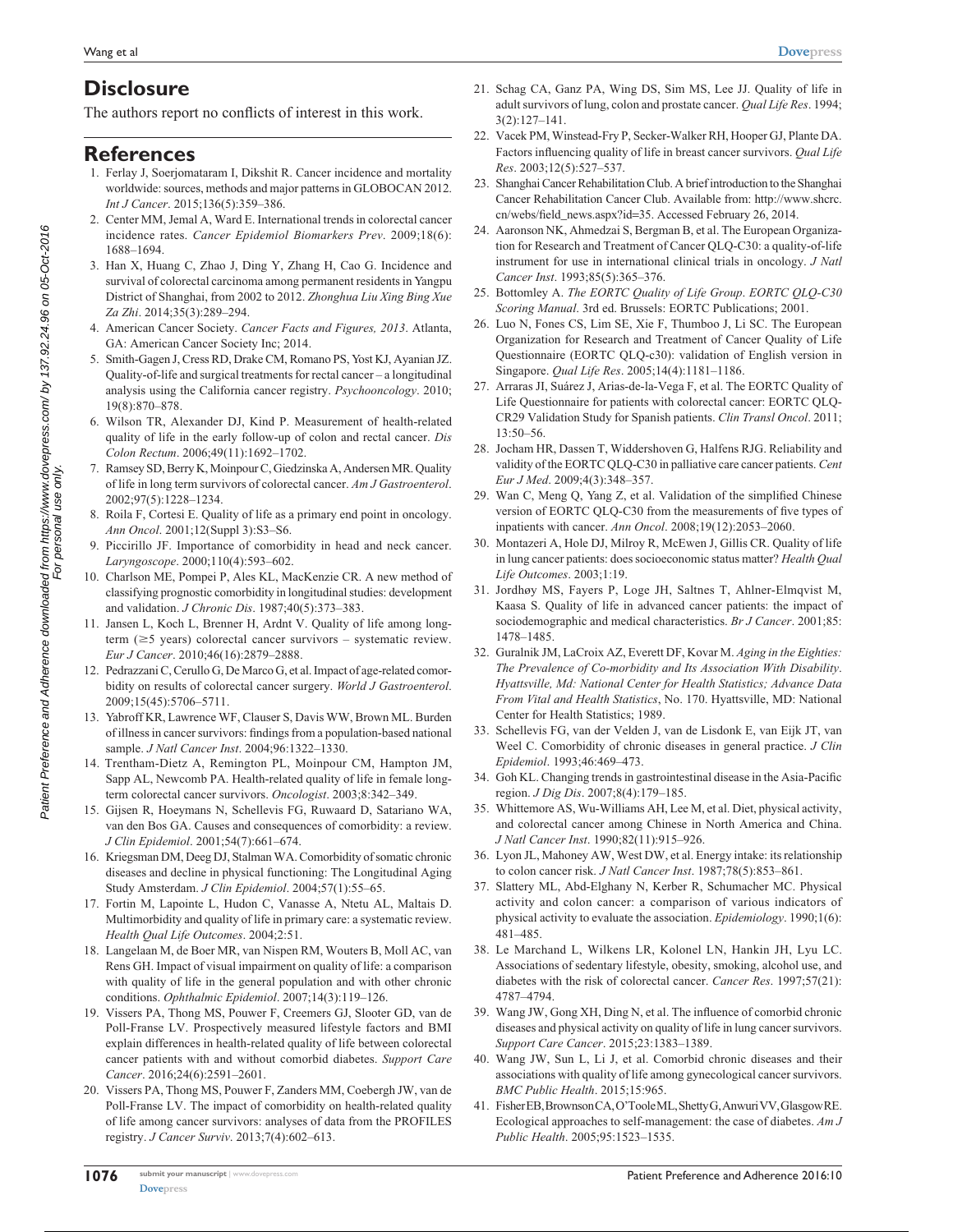## Disclosure

The authors report no conflicts of interest in this work.

## References

1. Ferlay J, Soerjomataram I, Dikshit R. Cancer incidence and mortality worldwide: sources, methods and major patterns in GLOBOCAN 2012. *Int J Cancer*. 2015;136(5):359–386.
2. Center MM, Jemal A, Ward E. International trends in colorectal cancer incidence rates. *Cancer Epidemiol Biomarkers Prev*. 2009;18(6): 1688–1694.
3. Han X, Huang C, Zhao J, Ding Y, Zhang H, Cao G. Incidence and survival of colorectal carcinoma among permanent residents in Yangpu District of Shanghai, from 2002 to 2012. *Zhonghua Liu Xing Bing Xue Za Zhi*. 2014;35(3):289–294.
4. American Cancer Society. *Cancer Facts and Figures, 2013*. Atlanta, GA: American Cancer Society Inc; 2014.
5. Smith-Gagen J, Cress RD, Drake CM, Romano PS, Yost KJ, Ayanian JZ. Quality-of-life and surgical treatments for rectal cancer – a longitudinal analysis using the California cancer registry. *Psychooncology*. 2010; 19(8):870–878.
6. Wilson TR, Alexander DJ, Kind P. Measurement of health-related quality of life in the early follow-up of colon and rectal cancer. *Dis Colon Rectum*. 2006;49(11):1692–1702.
7. Ramsey SD, Berry K, Moinpour C, Giedzinska A, Andersen MR. Quality of life in long term survivors of colorectal cancer. *Am J Gastroenterol*. 2002;97(5):1228–1234.
8. Roila F, Cortesi E. Quality of life as a primary end point in oncology. *Ann Oncol*. 2001;12(Suppl 3):S3–S6.
9. Piccirillo JF. Importance of comorbidity in head and neck cancer. *Laryngoscope*. 2000;110(4):593–602.
10. Charlson ME, Pompei P, Ales KL, MacKenzie CR. A new method of classifying prognostic comorbidity in longitudinal studies: development and validation. *J Chronic Dis*. 1987;40(5):373–383.
11. Jansen L, Koch L, Brenner H, Ardnt V. Quality of life among long-term (≥5 years) colorectal cancer survivors – systematic review. *Eur J Cancer*. 2010;46(16):2879–2888.
12. Pedrazzani C, Cerullo G, De Marco G, et al. Impact of age-related comorbidity on results of colorectal cancer surgery. *World J Gastroenterol*. 2009;15(45):5706–5711.
13. Yabroff KR, Lawrence WF, Clauser S, Davis WW, Brown ML. Burden of illness in cancer survivors: findings from a population-based national sample. *J Natl Cancer Inst*. 2004;96:1322–1330.
14. Trentham-Dietz A, Remington PL, Moinpour CM, Hampton JM, Sapp AL, Newcomb PA. Health-related quality of life in female long-term colorectal cancer survivors. *Oncologist*. 2003;8:342–349.
15. Gijsen R, Hoeymans N, Schellevis FG, Ruwaard D, Satariano WA, van den Bos GA. Causes and consequences of comorbidity: a review. *J Clin Epidemiol*. 2001;54(7):661–674.
16. Kriegsman DM, Deeg DJ, Stalman WA. Comorbidity of somatic chronic diseases and decline in physical functioning: The Longitudinal Aging Study Amsterdam. *J Clin Epidemiol*. 2004;57(1):55–65.
17. Fortin M, Lapointe L, Hudon C, Vanasse A, Ntetu AL, Maltais D. Multimorbidity and quality of life in primary care: a systematic review. *Health Qual Life Outcomes*. 2004;2:51.
18. Langelaan M, de Boer MR, van Nispen RM, Wouters B, Moll AC, van Rens GH. Impact of visual impairment on quality of life: a comparison with quality of life in the general population and with other chronic conditions. *Ophthalmic Epidemiol*. 2007;14(3):119–126.
19. Vissers PA, Thong MS, Pouwer F, Creemers GJ, Slooter GD, van de Poll-Franse LV. Prospectively measured lifestyle factors and BMI explain differences in health-related quality of life between colorectal cancer patients with and without comorbid diabetes. *Support Care Cancer*. 2016;24(6):2591–2601.
20. Vissers PA, Thong MS, Pouwer F, Zanders MM, Coebergh JW, van de Poll-Franse LV. The impact of comorbidity on health-related quality of life among cancer survivors: analyses of data from the PROFILES registry. *J Cancer Surviv*. 2013;7(4):602–613.
21. Schag CA, Ganz PA, Wing DS, Sim MS, Lee JJ. Quality of life in adult survivors of lung, colon and prostate cancer. *Qual Life Res*. 1994; 3(2):127–141.
22. Vacek PM, Winstead-Fry P, Secker-Walker RH, Hooper GJ, Plante DA. Factors influencing quality of life in breast cancer survivors. *Qual Life Res*. 2003;12(5):527–537.
23. Shanghai Cancer Rehabilitation Club. A brief introduction to the Shanghai Cancer Rehabilitation Cancer Club. Available from: http://www.shcrc.cn/webs/field_news.aspx?id=35. Accessed February 26, 2014.
24. Aaronson NK, Ahmedzai S, Bergman B, et al. The European Organization for Research and Treatment of Cancer QLQ-C30: a quality-of-life instrument for use in international clinical trials in oncology. *J Natl Cancer Inst*. 1993;85(5):365–376.
25. Bottomley A. *The EORTC Quality of Life Group. EORTC QLQ-C30 Scoring Manual*. 3rd ed. Brussels: EORTC Publications; 2001.
26. Luo N, Fones CS, Lim SE, Xie F, Thumboo J, Li SC. The European Organization for Research and Treatment of Cancer Quality of Life Questionnaire (EORTC QLQ-c30): validation of English version in Singapore. *Qual Life Res*. 2005;14(4):1181–1186.
27. Arraras JI, Suárez J, Arias-de-la-Vega F, et al. The EORTC Quality of Life Questionnaire for patients with colorectal cancer: EORTC QLQ-CR29 Validation Study for Spanish patients. *Clin Transl Oncol*. 2011; 13:50–56.
28. Jocham HR, Dassen T, Widdershoven G, Halfens RJG. Reliability and validity of the EORTC QLQ-C30 in palliative care cancer patients. *Cent Eur J Med*. 2009;4(3):348–357.
29. Wan C, Meng Q, Yang Z, et al. Validation of the simplified Chinese version of EORTC QLQ-C30 from the measurements of five types of inpatients with cancer. *Ann Oncol*. 2008;19(12):2053–2060.
30. Montazeri A, Hole DJ, Milroy R, McEwen J, Gillis CR. Quality of life in lung cancer patients: does socioeconomic status matter? *Health Qual Life Outcomes*. 2003;1:19.
31. Jordhøy MS, Fayers P, Loge JH, Saltnes T, Ahlner-Elmqvist M, Kaasa S. Quality of life in advanced cancer patients: the impact of sociodemographic and medical characteristics. *Br J Cancer*. 2001;85: 1478–1485.
32. Guralnik JM, LaCroix AZ, Everett DF, Kovar M. *Aging in the Eighties: The Prevalence of Co-morbidity and Its Association With Disability*. *Hyattsville, Md: National Center for Health Statistics; Advance Data From Vital and Health Statistics*, No. 170. Hyattsville, MD: National Center for Health Statistics; 1989.
33. Schellevis FG, van der Velden J, van de Lisdonk E, van Eijk JT, van Weel C. Comorbidity of chronic diseases in general practice. *J Clin Epidemiol*. 1993;46:469–473.
34. Goh KL. Changing trends in gastrointestinal disease in the Asia-Pacific region. *J Dig Dis*. 2007;8(4):179–185.
35. Whittemore AS, Wu-Williams AH, Lee M, et al. Diet, physical activity, and colorectal cancer among Chinese in North America and China. *J Natl Cancer Inst*. 1990;82(11):915–926.
36. Lyon JL, Mahoney AW, West DW, et al. Energy intake: its relationship to colon cancer risk. *J Natl Cancer Inst*. 1987;78(5):853–861.
37. Slattery ML, Abd-Elghany N, Kerber R, Schumacher MC. Physical activity and colon cancer: a comparison of various indicators of physical activity to evaluate the association. *Epidemiology*. 1990;1(6): 481–485.
38. Le Marchand L, Wilkens LR, Kolonel LN, Hankin JH, Lyu LC. Associations of sedentary lifestyle, obesity, smoking, alcohol use, and diabetes with the risk of colorectal cancer. *Cancer Res*. 1997;57(21): 4787–4794.
39. Wang JW, Gong XH, Ding N, et al. The influence of comorbid chronic diseases and physical activity on quality of life in lung cancer survivors. *Support Care Cancer*. 2015;23:1383–1389.
40. Wang JW, Sun L, Li J, et al. Comorbid chronic diseases and their associations with quality of life among gynecological cancer survivors. *BMC Public Health*. 2015;15:965.
41. Fisher EB, Brownson CA, O'Toole ML, Shetty G, Anwuri VV, Glasgow RE. Ecological approaches to self-management: the case of diabetes. *Am J Public Health*. 2005;95:1523–1535.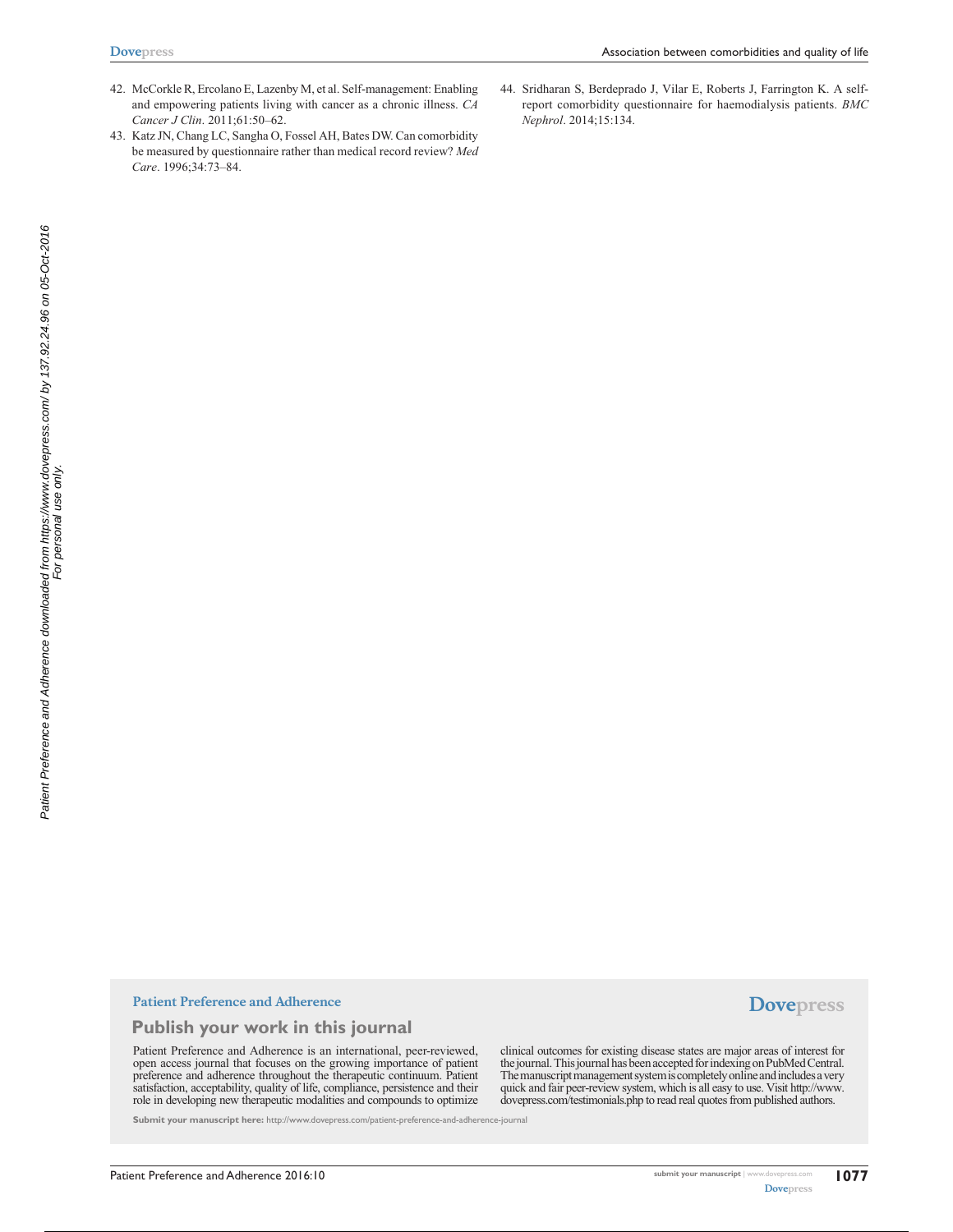42. McCorkle R, Ercolano E, Lazenby M, et al. Self-management: Enabling and empowering patients living with cancer as a chronic illness. *CA Cancer J Clin*. 2011;61:50–62.
43. Katz JN, Chang LC, Sangha O, Fossel AH, Bates DW. Can comorbidity be measured by questionnaire rather than medical record review? *Med Care*. 1996;34:73–84.
44. Sridharan S, Berdeprado J, Vilar E, Roberts J, Farrington K. A self-report comorbidity questionnaire for haemodialysis patients. *BMC Nephrol*. 2014;15:134.

**Patient Preference and Adherence**

## Publish your work in this journal

Patient Preference and Adherence is an international, peer-reviewed, open access journal that focuses on the growing importance of patient preference and adherence throughout the therapeutic continuum. Patient satisfaction, acceptability, quality of life, compliance, persistence and their role in developing new therapeutic modalities and compounds to optimize clinical outcomes for existing disease states are major areas of interest for the journal. This journal has been accepted for indexing on PubMed Central. The manuscript management system is completely online and includes a very quick and fair peer-review system, which is all easy to use. Visit http://www.dovepress.com/testimonials.php to read real quotes from published authors.

**Submit your manuscript here:** http://www.dovepress.com/patient-preference-and-adherence-journal